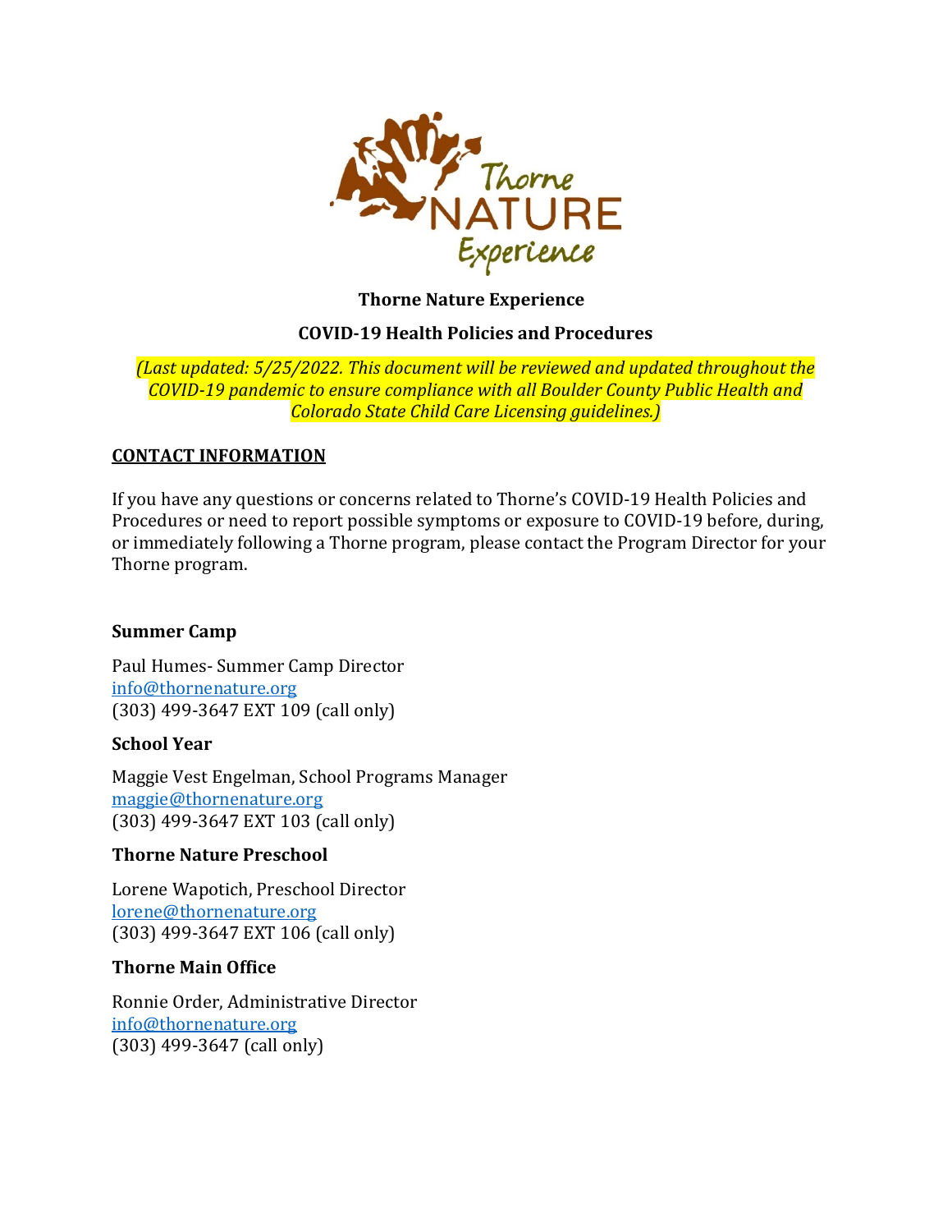# Thorne Nature Experience

## COVID-19 Health Policies and Procedures

*(Last updated: 5/25/2022. This document will be reviewed and updated throughout the COVID-19 pandemic to ensure compliance with all Boulder County Public Health and Colorado State Child Care Licensing guidelines.)*

## CONTACT INFORMATION

If you have any questions or concerns related to Thorne's COVID-19 Health Policies and Procedures or need to report possible symptoms or exposure to COVID-19 before, during, or immediately following a Thorne program, please contact the Program Director for your Thorne program.

### Summer Camp

Paul Humes- Summer Camp Director
info@thornenature.org
(303) 499-3647 EXT 109 (call only)

### School Year

Maggie Vest Engelman, School Programs Manager
maggie@thornenature.org
(303) 499-3647 EXT 103 (call only)

### Thorne Nature Preschool

Lorene Wapotich, Preschool Director
lorene@thornenature.org
(303) 499-3647 EXT 106 (call only)

### Thorne Main Office

Ronnie Order, Administrative Director
info@thornenature.org
(303) 499-3647 (call only)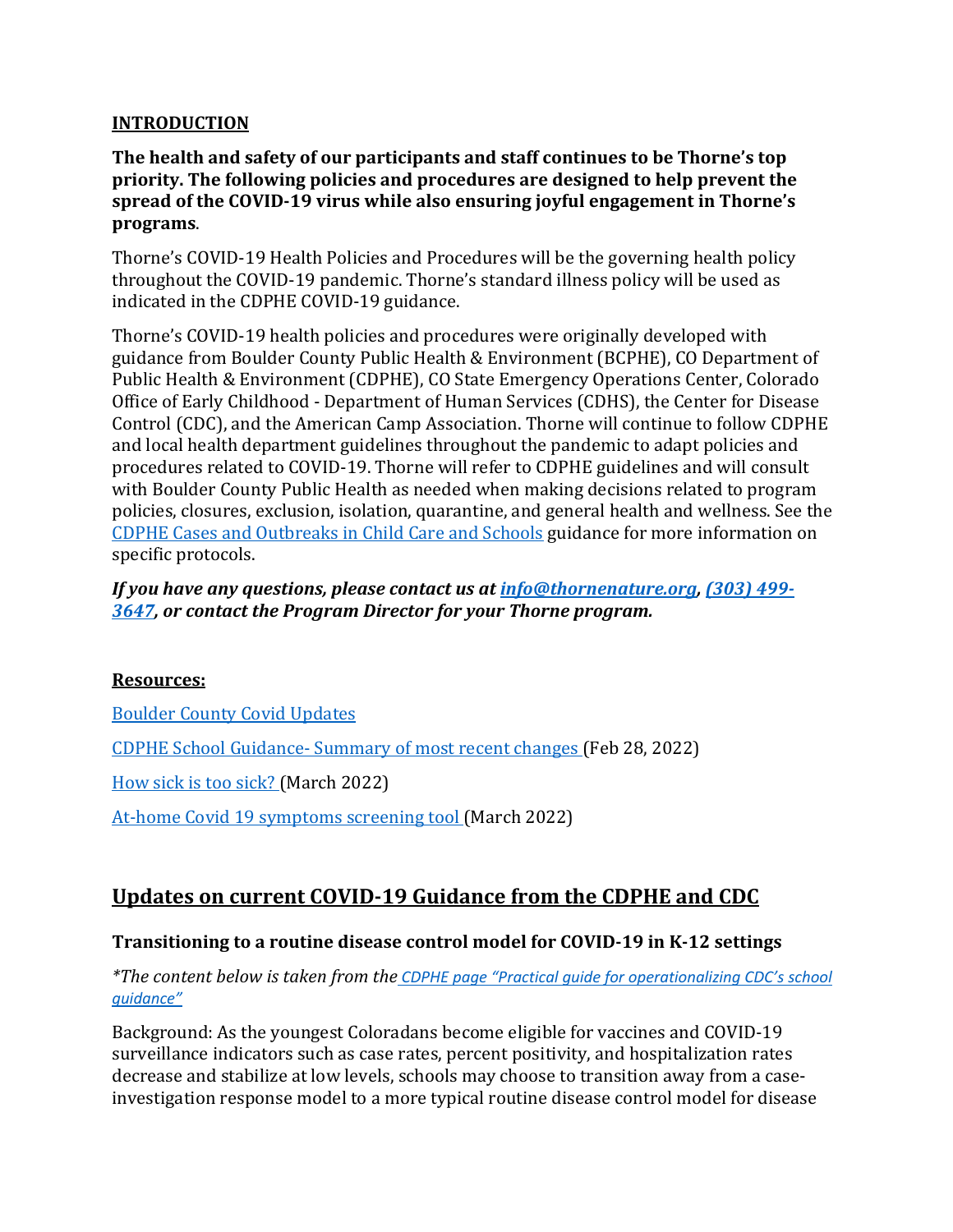**INTRODUCTION**

**The health and safety of our participants and staff continues to be Thorne's top priority. The following policies and procedures are designed to help prevent the spread of the COVID-19 virus while also ensuring joyful engagement in Thorne's programs**.

Thorne's COVID-19 Health Policies and Procedures will be the governing health policy throughout the COVID-19 pandemic. Thorne's standard illness policy will be used as indicated in the CDPHE COVID-19 guidance.

Thorne's COVID-19 health policies and procedures were originally developed with guidance from Boulder County Public Health & Environment (BCPHE), CO Department of Public Health & Environment (CDPHE), CO State Emergency Operations Center, Colorado Office of Early Childhood - Department of Human Services (CDHS), the Center for Disease Control (CDC), and the American Camp Association. Thorne will continue to follow CDPHE and local health department guidelines throughout the pandemic to adapt policies and procedures related to COVID-19. Thorne will refer to CDPHE guidelines and will consult with Boulder County Public Health as needed when making decisions related to program policies, closures, exclusion, isolation, quarantine, and general health and wellness. See the CDPHE Cases and Outbreaks in Child Care and Schools guidance for more information on specific protocols.

***If you have any questions, please contact us at info@thornenature.org, (303) 499-3647, or contact the Program Director for your Thorne program.***

**Resources:**

Boulder County Covid Updates

CDPHE School Guidance- Summary of most recent changes (Feb 28, 2022)

How sick is too sick? (March 2022)

At-home Covid 19 symptoms screening tool (March 2022)

## Updates on current COVID-19 Guidance from the CDPHE and CDC

### Transitioning to a routine disease control model for COVID-19 in K-12 settings

*\*The content below is taken from the CDPHE page "Practical guide for operationalizing CDC's school guidance"*

Background: As the youngest Coloradans become eligible for vaccines and COVID-19 surveillance indicators such as case rates, percent positivity, and hospitalization rates decrease and stabilize at low levels, schools may choose to transition away from a case-investigation response model to a more typical routine disease control model for disease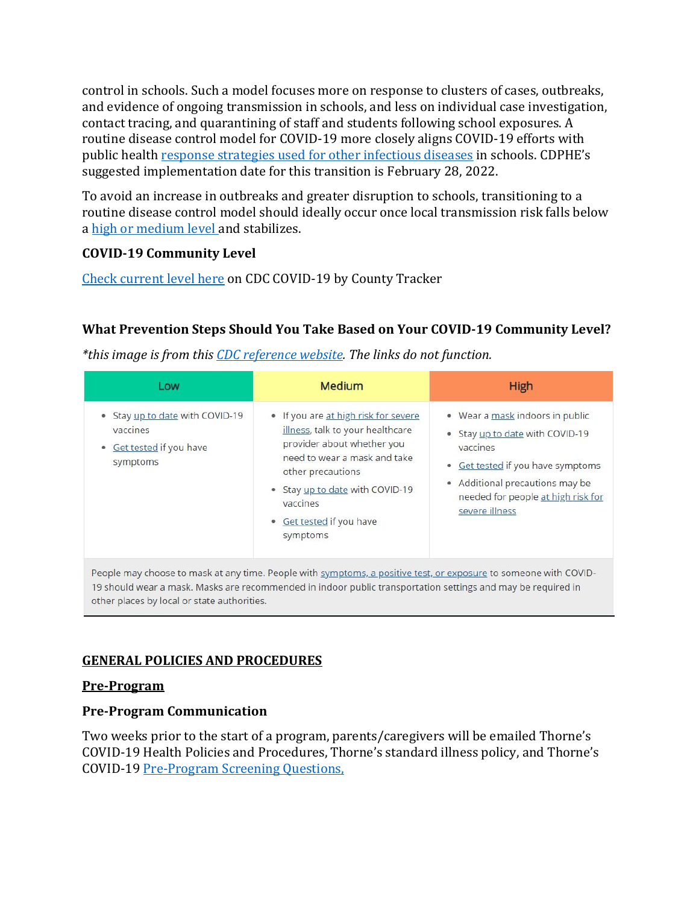control in schools. Such a model focuses more on response to clusters of cases, outbreaks, and evidence of ongoing transmission in schools, and less on individual case investigation, contact tracing, and quarantining of staff and students following school exposures. A routine disease control model for COVID-19 more closely aligns COVID-19 efforts with public health response strategies used for other infectious diseases in schools. CDPHE's suggested implementation date for this transition is February 28, 2022.

To avoid an increase in outbreaks and greater disruption to schools, transitioning to a routine disease control model should ideally occur once local transmission risk falls below a high or medium level and stabilizes.

**COVID-19 Community Level**

Check current level here on CDC COVID-19 by County Tracker

**What Prevention Steps Should You Take Based on Your COVID-19 Community Level?**

*\*this image is from this CDC reference website. The links do not function.*

| Low | Medium | High |
|---|---|---|
| • Stay up to date with COVID-19 vaccines<br>• Get tested if you have symptoms | • If you are at high risk for severe illness, talk to your healthcare provider about whether you need to wear a mask and take other precautions<br>• Stay up to date with COVID-19 vaccines<br>• Get tested if you have symptoms | • Wear a mask indoors in public<br>• Stay up to date with COVID-19 vaccines<br>• Get tested if you have symptoms<br>• Additional precautions may be needed for people at high risk for severe illness |
| People may choose to mask at any time. People with symptoms, a positive test, or exposure to someone with COVID-19 should wear a mask. Masks are recommended in indoor public transportation settings and may be required in other places by local or state authorities. | | |

## GENERAL POLICIES AND PROCEDURES

### Pre-Program

#### Pre-Program Communication

Two weeks prior to the start of a program, parents/caregivers will be emailed Thorne's COVID-19 Health Policies and Procedures, Thorne's standard illness policy, and Thorne's COVID-19 Pre-Program Screening Questions,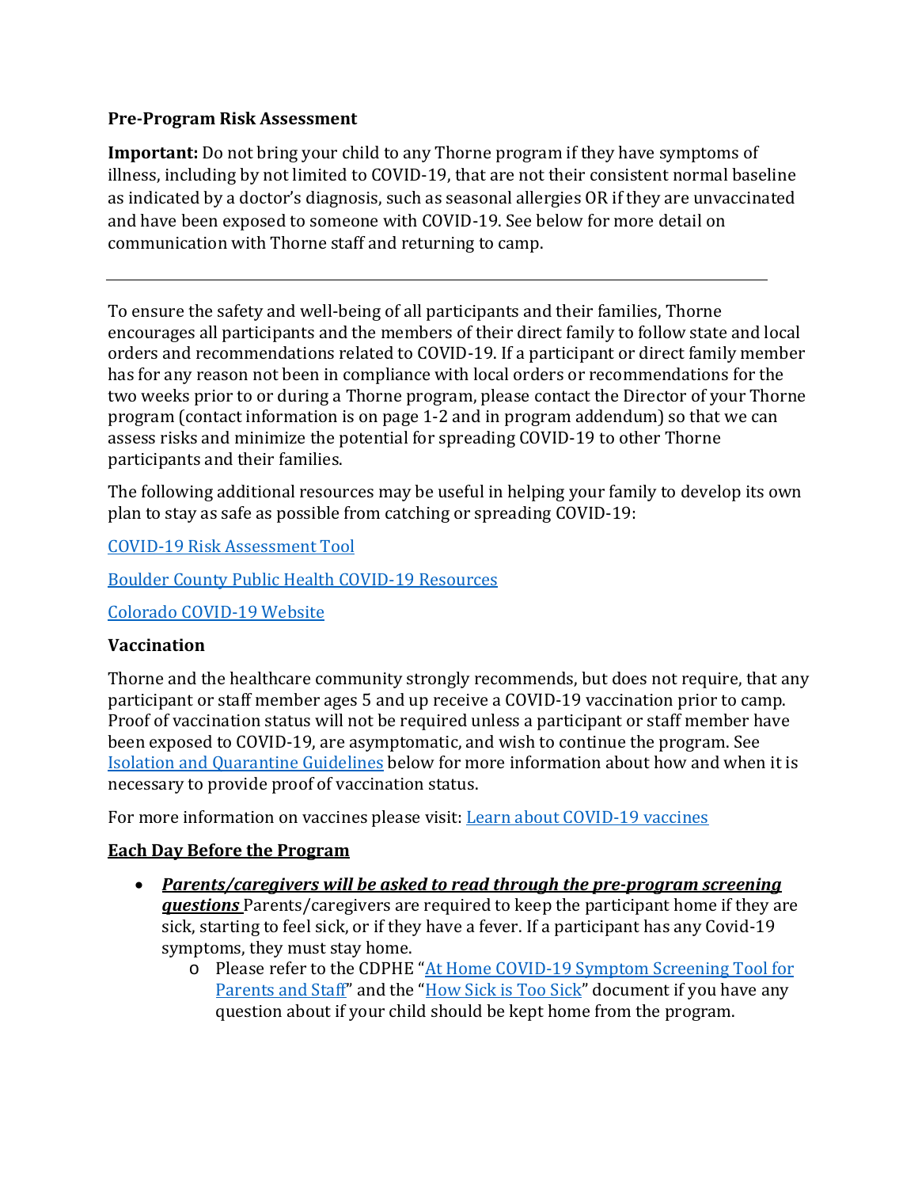**Pre-Program Risk Assessment**

**Important:** Do not bring your child to any Thorne program if they have symptoms of illness, including by not limited to COVID-19, that are not their consistent normal baseline as indicated by a doctor's diagnosis, such as seasonal allergies OR if they are unvaccinated and have been exposed to someone with COVID-19. See below for more detail on communication with Thorne staff and returning to camp.

---

To ensure the safety and well-being of all participants and their families, Thorne encourages all participants and the members of their direct family to follow state and local orders and recommendations related to COVID-19. If a participant or direct family member has for any reason not been in compliance with local orders or recommendations for the two weeks prior to or during a Thorne program, please contact the Director of your Thorne program (contact information is on page 1-2 and in program addendum) so that we can assess risks and minimize the potential for spreading COVID-19 to other Thorne participants and their families.

The following additional resources may be useful in helping your family to develop its own plan to stay as safe as possible from catching or spreading COVID-19:

COVID-19 Risk Assessment Tool

Boulder County Public Health COVID-19 Resources

Colorado COVID-19 Website

**Vaccination**

Thorne and the healthcare community strongly recommends, but does not require, that any participant or staff member ages 5 and up receive a COVID-19 vaccination prior to camp. Proof of vaccination status will not be required unless a participant or staff member have been exposed to COVID-19, are asymptomatic, and wish to continue the program. See Isolation and Quarantine Guidelines below for more information about how and when it is necessary to provide proof of vaccination status.

For more information on vaccines please visit: Learn about COVID-19 vaccines

**Each Day Before the Program**

- ***Parents/caregivers will be asked to read through the pre-program screening questions*** Parents/caregivers are required to keep the participant home if they are sick, starting to feel sick, or if they have a fever. If a participant has any Covid-19 symptoms, they must stay home.
  - Please refer to the CDPHE "At Home COVID-19 Symptom Screening Tool for Parents and Staff" and the "How Sick is Too Sick" document if you have any question about if your child should be kept home from the program.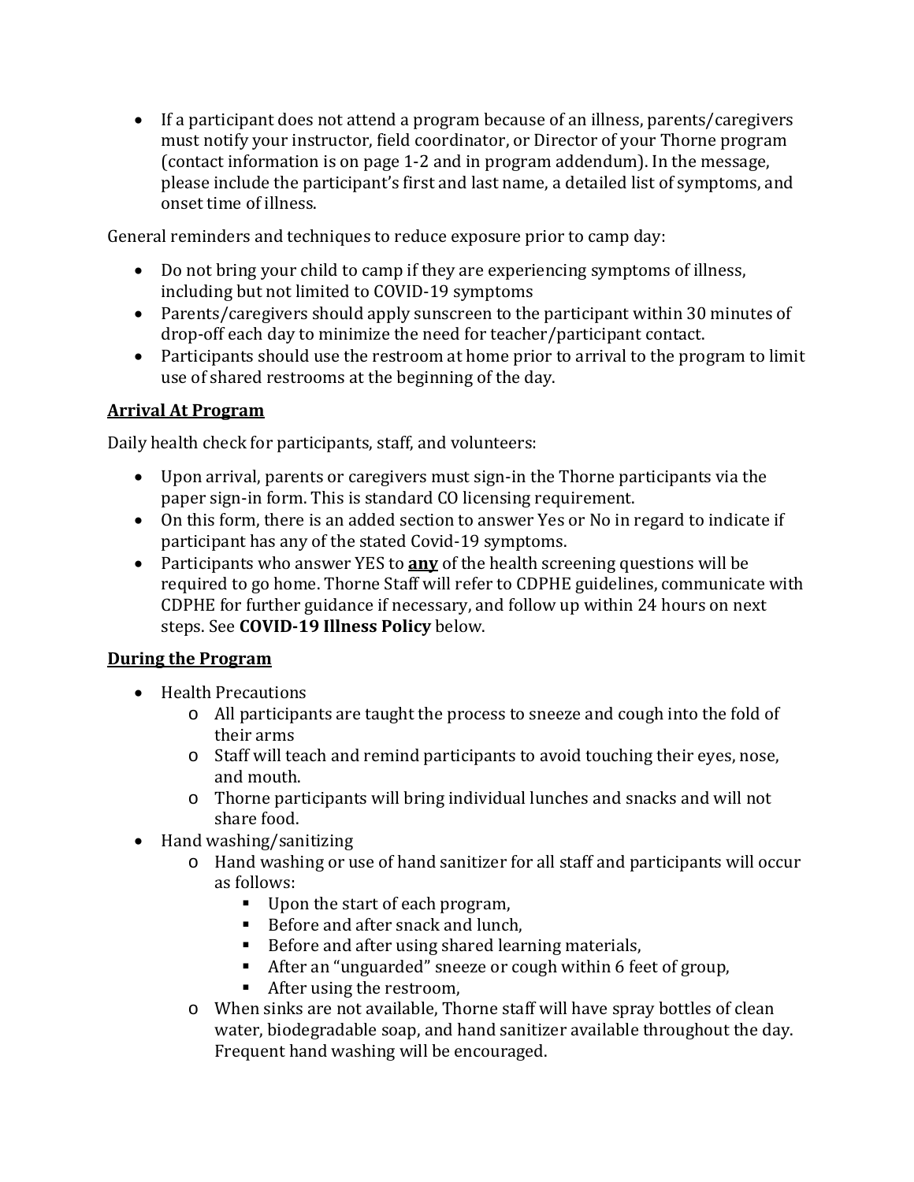- If a participant does not attend a program because of an illness, parents/caregivers must notify your instructor, field coordinator, or Director of your Thorne program (contact information is on page 1-2 and in program addendum). In the message, please include the participant's first and last name, a detailed list of symptoms, and onset time of illness.

General reminders and techniques to reduce exposure prior to camp day:

- Do not bring your child to camp if they are experiencing symptoms of illness, including but not limited to COVID-19 symptoms
- Parents/caregivers should apply sunscreen to the participant within 30 minutes of drop-off each day to minimize the need for teacher/participant contact.
- Participants should use the restroom at home prior to arrival to the program to limit use of shared restrooms at the beginning of the day.

## **Arrival At Program**

Daily health check for participants, staff, and volunteers:

- Upon arrival, parents or caregivers must sign-in the Thorne participants via the paper sign-in form. This is standard CO licensing requirement.
- On this form, there is an added section to answer Yes or No in regard to indicate if participant has any of the stated Covid-19 symptoms.
- Participants who answer YES to **any** of the health screening questions will be required to go home. Thorne Staff will refer to CDPHE guidelines, communicate with CDPHE for further guidance if necessary, and follow up within 24 hours on next steps. See **COVID-19 Illness Policy** below.

## **During the Program**

- Health Precautions
  - All participants are taught the process to sneeze and cough into the fold of their arms
  - Staff will teach and remind participants to avoid touching their eyes, nose, and mouth.
  - Thorne participants will bring individual lunches and snacks and will not share food.
- Hand washing/sanitizing
  - Hand washing or use of hand sanitizer for all staff and participants will occur as follows:
    - Upon the start of each program,
    - Before and after snack and lunch,
    - Before and after using shared learning materials,
    - After an "unguarded" sneeze or cough within 6 feet of group,
    - After using the restroom,
  - When sinks are not available, Thorne staff will have spray bottles of clean water, biodegradable soap, and hand sanitizer available throughout the day. Frequent hand washing will be encouraged.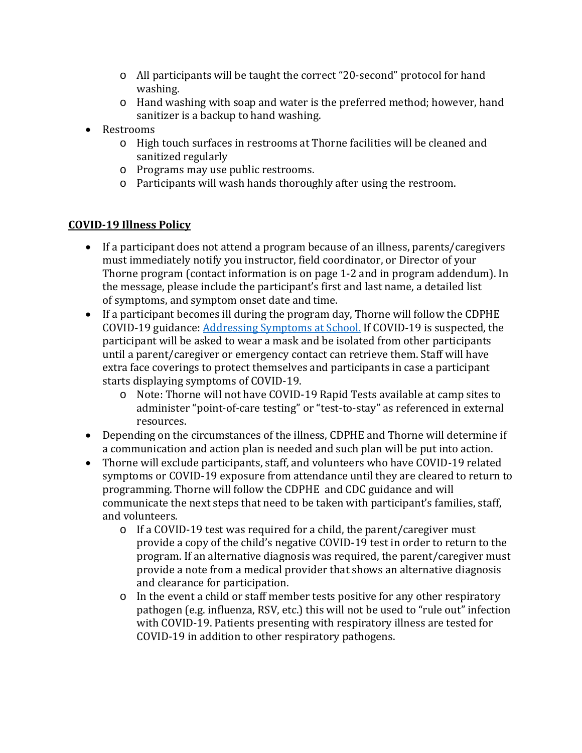- All participants will be taught the correct "20-second" protocol for hand washing.
    - Hand washing with soap and water is the preferred method; however, hand sanitizer is a backup to hand washing.
- Restrooms
    - High touch surfaces in restrooms at Thorne facilities will be cleaned and sanitized regularly
    - Programs may use public restrooms.
    - Participants will wash hands thoroughly after using the restroom.

## COVID-19 Illness Policy

- If a participant does not attend a program because of an illness, parents/caregivers must immediately notify you instructor, field coordinator, or Director of your Thorne program (contact information is on page 1-2 and in program addendum). In the message, please include the participant's first and last name, a detailed list of symptoms, and symptom onset date and time.
- If a participant becomes ill during the program day, Thorne will follow the CDPHE COVID-19 guidance: Addressing Symptoms at School. If COVID-19 is suspected, the participant will be asked to wear a mask and be isolated from other participants until a parent/caregiver or emergency contact can retrieve them. Staff will have extra face coverings to protect themselves and participants in case a participant starts displaying symptoms of COVID-19.
    - Note: Thorne will not have COVID-19 Rapid Tests available at camp sites to administer "point-of-care testing" or "test-to-stay" as referenced in external resources.
- Depending on the circumstances of the illness, CDPHE and Thorne will determine if a communication and action plan is needed and such plan will be put into action.
- Thorne will exclude participants, staff, and volunteers who have COVID-19 related symptoms or COVID-19 exposure from attendance until they are cleared to return to programming. Thorne will follow the CDPHE and CDC guidance and will communicate the next steps that need to be taken with participant's families, staff, and volunteers.
    - If a COVID-19 test was required for a child, the parent/caregiver must provide a copy of the child's negative COVID-19 test in order to return to the program. If an alternative diagnosis was required, the parent/caregiver must provide a note from a medical provider that shows an alternative diagnosis and clearance for participation.
    - In the event a child or staff member tests positive for any other respiratory pathogen (e.g. influenza, RSV, etc.) this will not be used to "rule out" infection with COVID-19. Patients presenting with respiratory illness are tested for COVID-19 in addition to other respiratory pathogens.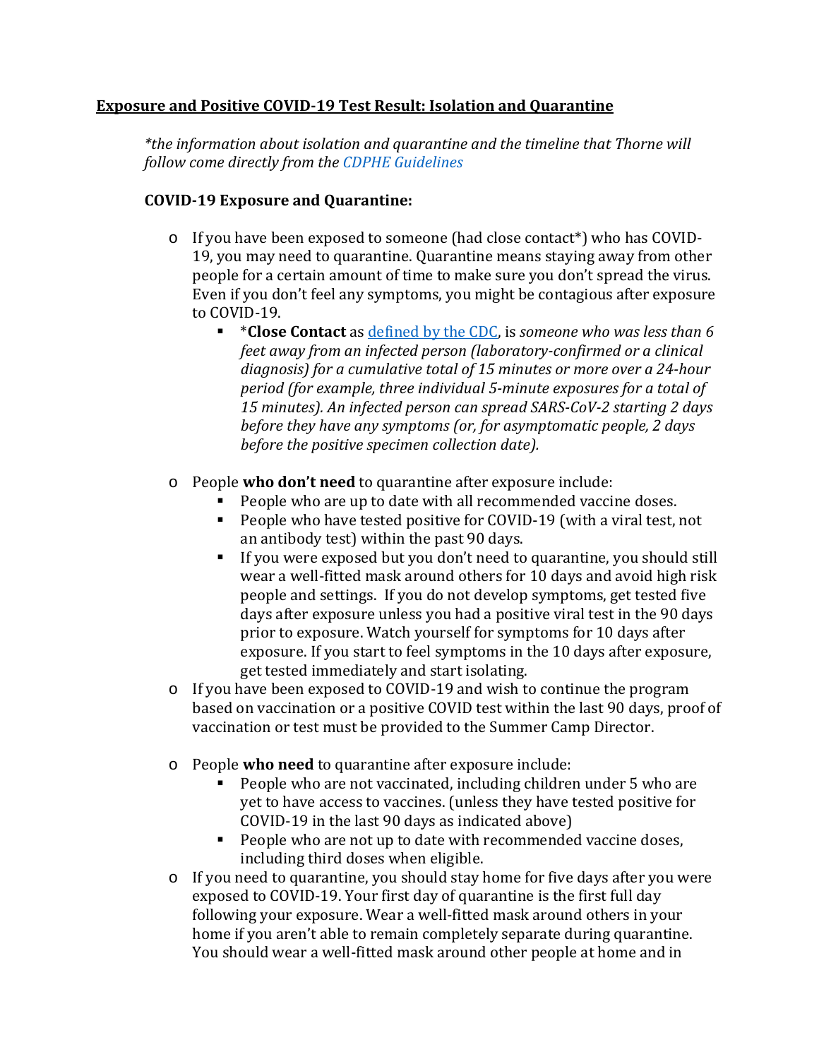## Exposure and Positive COVID-19 Test Result: Isolation and Quarantine

*\*the information about isolation and quarantine and the timeline that Thorne will follow come directly from the CDPHE Guidelines*

### COVID-19 Exposure and Quarantine:

- If you have been exposed to someone (had close contact\*) who has COVID-19, you may need to quarantine. Quarantine means staying away from other people for a certain amount of time to make sure you don't spread the virus. Even if you don't feel any symptoms, you might be contagious after exposure to COVID-19.
  - \***Close Contact** as defined by the CDC, is *someone who was less than 6 feet away from an infected person (laboratory-confirmed or a clinical diagnosis) for a cumulative total of 15 minutes or more over a 24-hour period (for example, three individual 5-minute exposures for a total of 15 minutes). An infected person can spread SARS-CoV-2 starting 2 days before they have any symptoms (or, for asymptomatic people, 2 days before the positive specimen collection date).*
- People **who don't need** to quarantine after exposure include:
  - People who are up to date with all recommended vaccine doses.
  - People who have tested positive for COVID-19 (with a viral test, not an antibody test) within the past 90 days.
  - If you were exposed but you don't need to quarantine, you should still wear a well-fitted mask around others for 10 days and avoid high risk people and settings. If you do not develop symptoms, get tested five days after exposure unless you had a positive viral test in the 90 days prior to exposure. Watch yourself for symptoms for 10 days after exposure. If you start to feel symptoms in the 10 days after exposure, get tested immediately and start isolating.
- If you have been exposed to COVID-19 and wish to continue the program based on vaccination or a positive COVID test within the last 90 days, proof of vaccination or test must be provided to the Summer Camp Director.
- People **who need** to quarantine after exposure include:
  - People who are not vaccinated, including children under 5 who are yet to have access to vaccines. (unless they have tested positive for COVID-19 in the last 90 days as indicated above)
  - People who are not up to date with recommended vaccine doses, including third doses when eligible.
- If you need to quarantine, you should stay home for five days after you were exposed to COVID-19. Your first day of quarantine is the first full day following your exposure. Wear a well-fitted mask around others in your home if you aren't able to remain completely separate during quarantine. You should wear a well-fitted mask around other people at home and in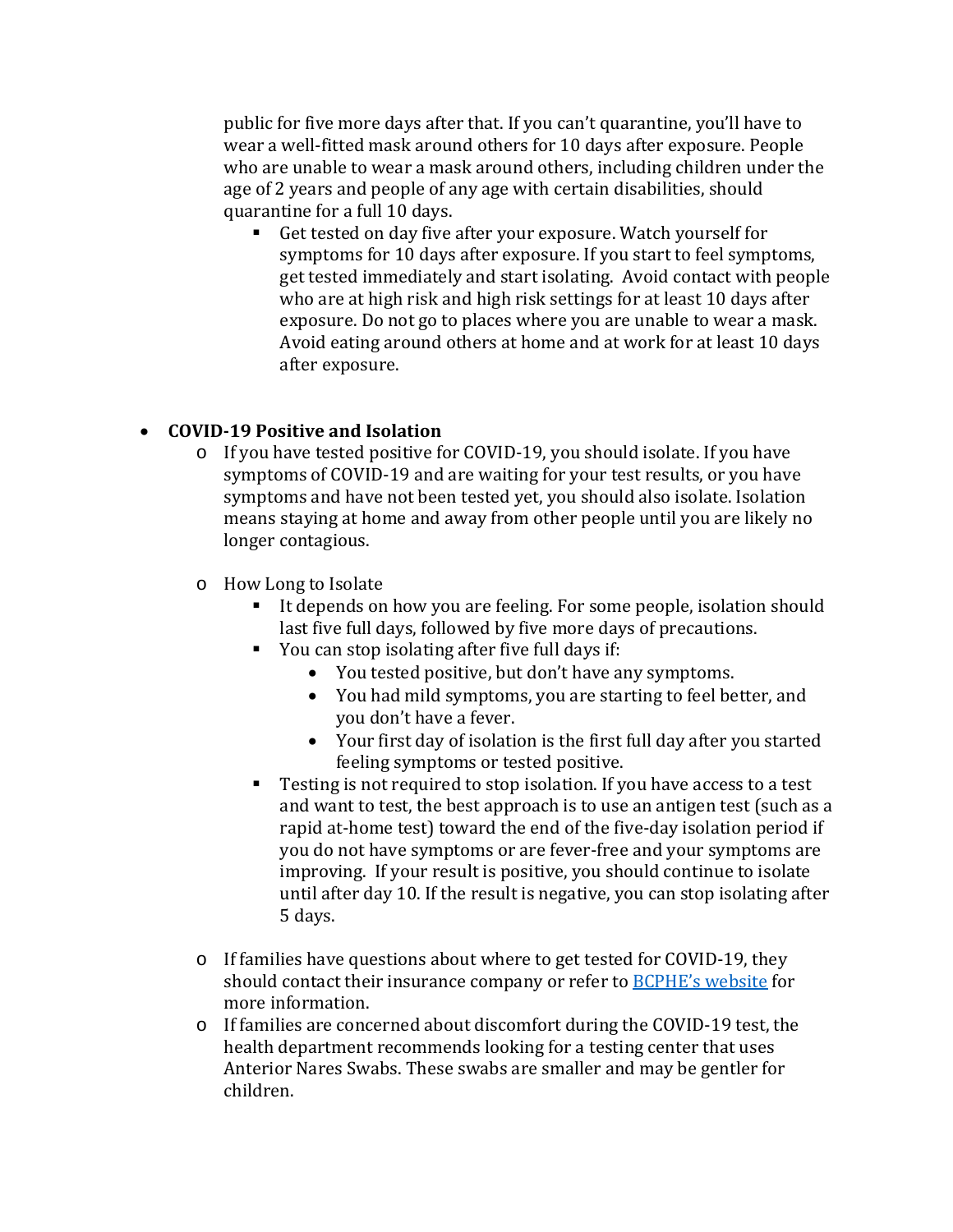public for five more days after that. If you can't quarantine, you'll have to wear a well-fitted mask around others for 10 days after exposure. People who are unable to wear a mask around others, including children under the age of 2 years and people of any age with certain disabilities, should quarantine for a full 10 days.
        - Get tested on day five after your exposure. Watch yourself for symptoms for 10 days after exposure. If you start to feel symptoms, get tested immediately and start isolating. Avoid contact with people who are at high risk and high risk settings for at least 10 days after exposure. Do not go to places where you are unable to wear a mask. Avoid eating around others at home and at work for at least 10 days after exposure.

- **COVID-19 Positive and Isolation**
    - If you have tested positive for COVID-19, you should isolate. If you have symptoms of COVID-19 and are waiting for your test results, or you have symptoms and have not been tested yet, you should also isolate. Isolation means staying at home and away from other people until you are likely no longer contagious.
    - How Long to Isolate
        - It depends on how you are feeling. For some people, isolation should last five full days, followed by five more days of precautions.
        - You can stop isolating after five full days if:
            - You tested positive, but don't have any symptoms.
            - You had mild symptoms, you are starting to feel better, and you don't have a fever.
            - Your first day of isolation is the first full day after you started feeling symptoms or tested positive.
        - Testing is not required to stop isolation. If you have access to a test and want to test, the best approach is to use an antigen test (such as a rapid at-home test) toward the end of the five-day isolation period if you do not have symptoms or are fever-free and your symptoms are improving. If your result is positive, you should continue to isolate until after day 10. If the result is negative, you can stop isolating after 5 days.
    - If families have questions about where to get tested for COVID-19, they should contact their insurance company or refer to BCPHE's website for more information.
    - If families are concerned about discomfort during the COVID-19 test, the health department recommends looking for a testing center that uses Anterior Nares Swabs. These swabs are smaller and may be gentler for children.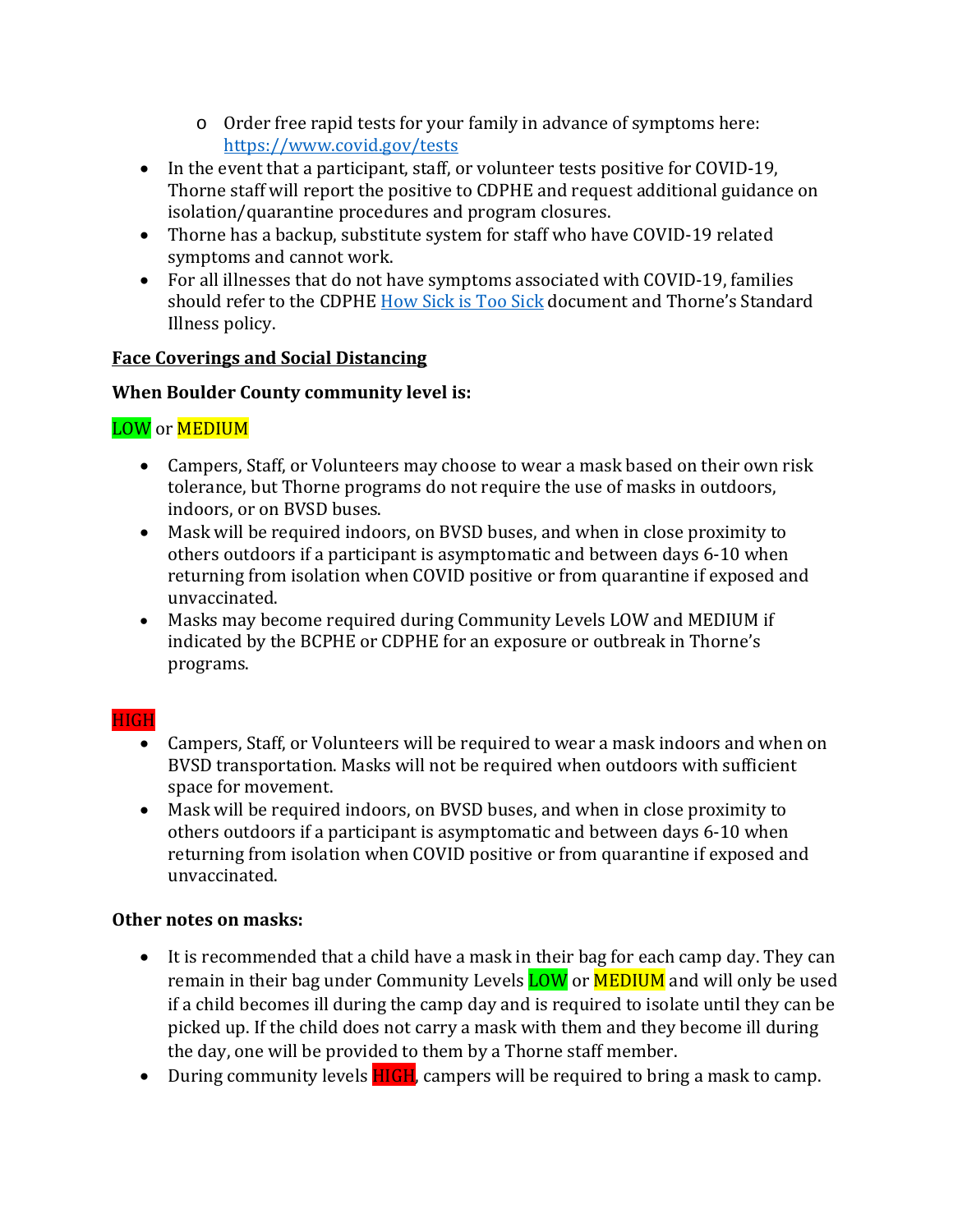- Order free rapid tests for your family in advance of symptoms here: [https://www.covid.gov/tests](https://www.covid.gov/tests)
- In the event that a participant, staff, or volunteer tests positive for COVID-19, Thorne staff will report the positive to CDPHE and request additional guidance on isolation/quarantine procedures and program closures.
- Thorne has a backup, substitute system for staff who have COVID-19 related symptoms and cannot work.
- For all illnesses that do not have symptoms associated with COVID-19, families should refer to the CDPHE How Sick is Too Sick document and Thorne's Standard Illness policy.

**<u>Face Coverings and Social Distancing</u>**

**When Boulder County community level is:**

LOW or MEDIUM

- Campers, Staff, or Volunteers may choose to wear a mask based on their own risk tolerance, but Thorne programs do not require the use of masks in outdoors, indoors, or on BVSD buses.
- Mask will be required indoors, on BVSD buses, and when in close proximity to others outdoors if a participant is asymptomatic and between days 6-10 when returning from isolation when COVID positive or from quarantine if exposed and unvaccinated.
- Masks may become required during Community Levels LOW and MEDIUM if indicated by the BCPHE or CDPHE for an exposure or outbreak in Thorne's programs.

HIGH

- Campers, Staff, or Volunteers will be required to wear a mask indoors and when on BVSD transportation. Masks will not be required when outdoors with sufficient space for movement.
- Mask will be required indoors, on BVSD buses, and when in close proximity to others outdoors if a participant is asymptomatic and between days 6-10 when returning from isolation when COVID positive or from quarantine if exposed and unvaccinated.

**Other notes on masks:**

- It is recommended that a child have a mask in their bag for each camp day. They can remain in their bag under Community Levels LOW or MEDIUM and will only be used if a child becomes ill during the camp day and is required to isolate until they can be picked up. If the child does not carry a mask with them and they become ill during the day, one will be provided to them by a Thorne staff member.
- During community levels HIGH, campers will be required to bring a mask to camp.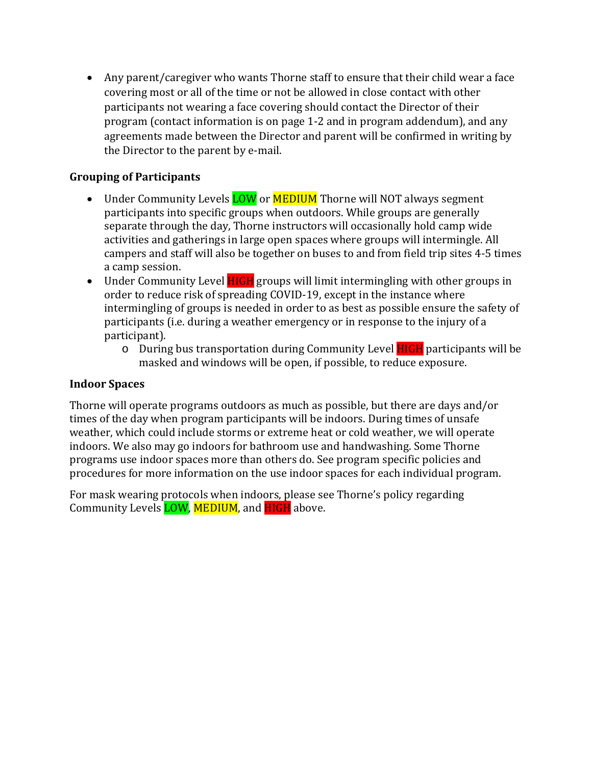- Any parent/caregiver who wants Thorne staff to ensure that their child wear a face covering most or all of the time or not be allowed in close contact with other participants not wearing a face covering should contact the Director of their program (contact information is on page 1-2 and in program addendum), and any agreements made between the Director and parent will be confirmed in writing by the Director to the parent by e-mail.

**Grouping of Participants**

- Under Community Levels LOW or MEDIUM Thorne will NOT always segment participants into specific groups when outdoors. While groups are generally separate through the day, Thorne instructors will occasionally hold camp wide activities and gatherings in large open spaces where groups will intermingle. All campers and staff will also be together on buses to and from field trip sites 4-5 times a camp session.
- Under Community Level HIGH groups will limit intermingling with other groups in order to reduce risk of spreading COVID-19, except in the instance where intermingling of groups is needed in order to as best as possible ensure the safety of participants (i.e. during a weather emergency or in response to the injury of a participant).
  - During bus transportation during Community Level HIGH participants will be masked and windows will be open, if possible, to reduce exposure.

**Indoor Spaces**

Thorne will operate programs outdoors as much as possible, but there are days and/or times of the day when program participants will be indoors. During times of unsafe weather, which could include storms or extreme heat or cold weather, we will operate indoors. We also may go indoors for bathroom use and handwashing. Some Thorne programs use indoor spaces more than others do. See program specific policies and procedures for more information on the use indoor spaces for each individual program.

For mask wearing protocols when indoors, please see Thorne's policy regarding Community Levels LOW, MEDIUM, and HIGH above.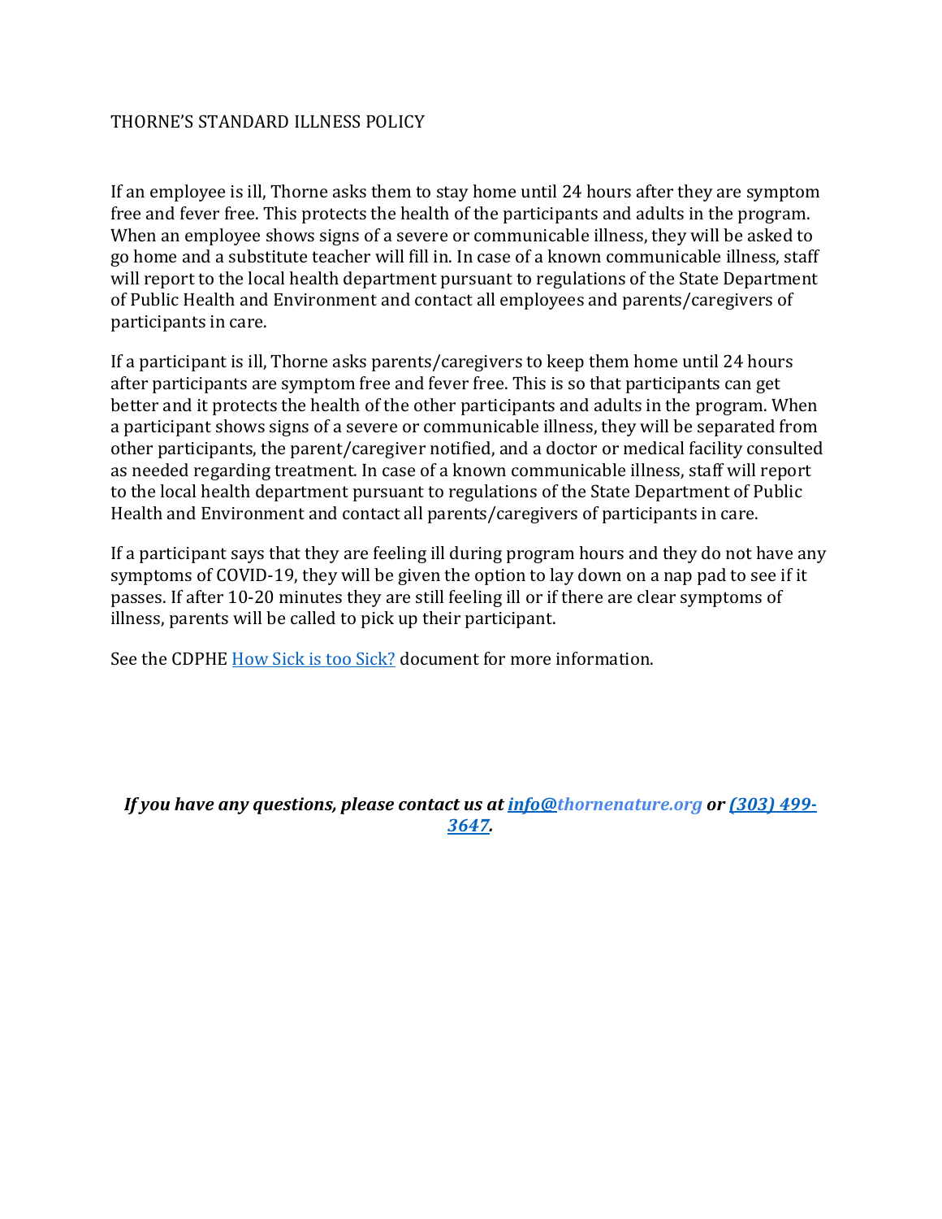# THORNE'S STANDARD ILLNESS POLICY

If an employee is ill, Thorne asks them to stay home until 24 hours after they are symptom free and fever free. This protects the health of the participants and adults in the program. When an employee shows signs of a severe or communicable illness, they will be asked to go home and a substitute teacher will fill in. In case of a known communicable illness, staff will report to the local health department pursuant to regulations of the State Department of Public Health and Environment and contact all employees and parents/caregivers of participants in care.

If a participant is ill, Thorne asks parents/caregivers to keep them home until 24 hours after participants are symptom free and fever free. This is so that participants can get better and it protects the health of the other participants and adults in the program. When a participant shows signs of a severe or communicable illness, they will be separated from other participants, the parent/caregiver notified, and a doctor or medical facility consulted as needed regarding treatment. In case of a known communicable illness, staff will report to the local health department pursuant to regulations of the State Department of Public Health and Environment and contact all parents/caregivers of participants in care.

If a participant says that they are feeling ill during program hours and they do not have any symptoms of COVID-19, they will be given the option to lay down on a nap pad to see if it passes. If after 10-20 minutes they are still feeling ill or if there are clear symptoms of illness, parents will be called to pick up their participant.

See the CDPHE How Sick is too Sick? document for more information.

***If you have any questions, please contact us at info@thornenature.org or (303) 499-3647.***